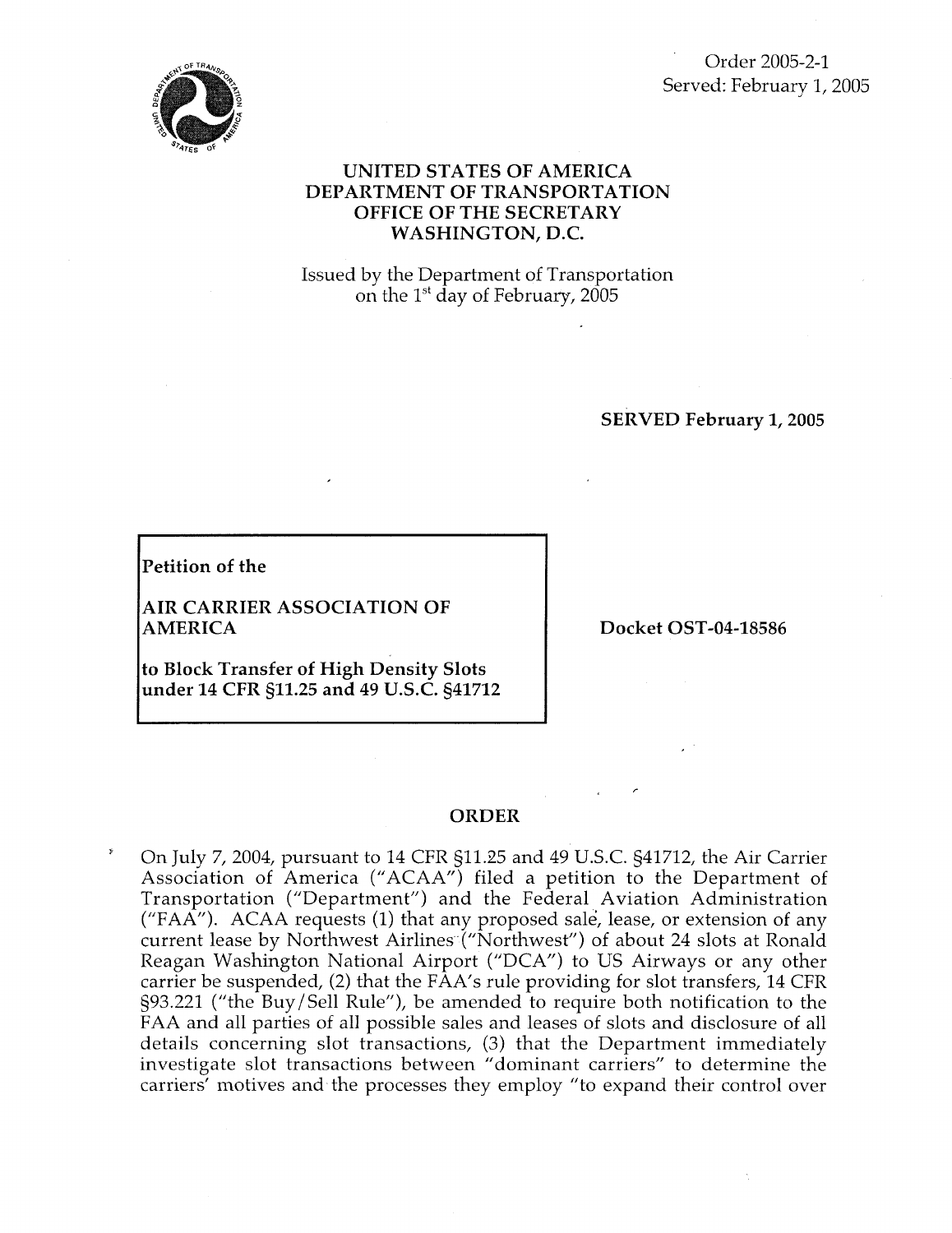Order 2005-2-1
Served: February 1, 2005

**UNITED STATES OF AMERICA**
**DEPARTMENT OF TRANSPORTATION**
**OFFICE OF THE SECRETARY**
**WASHINGTON, D.C.**

Issued by the Department of Transportation
on the 1st day of February, 2005

**SERVED February 1, 2005**

| | |
|---|---|
| **Petition of the**<br><br>**AIR CARRIER ASSOCIATION OF AMERICA**<br><br>**to Block Transfer of High Density Slots under 14 CFR §11.25 and 49 U.S.C. §41712** | **Docket OST-04-18586** |

## ORDER

On July 7, 2004, pursuant to 14 CFR §11.25 and 49 U.S.C. §41712, the Air Carrier Association of America ("ACAA") filed a petition to the Department of Transportation ("Department") and the Federal Aviation Administration ("FAA"). ACAA requests (1) that any proposed sale, lease, or extension of any current lease by Northwest Airlines ("Northwest") of about 24 slots at Ronald Reagan Washington National Airport ("DCA") to US Airways or any other carrier be suspended, (2) that the FAA's rule providing for slot transfers, 14 CFR §93.221 ("the Buy/Sell Rule"), be amended to require both notification to the FAA and all parties of all possible sales and leases of slots and disclosure of all details concerning slot transactions, (3) that the Department immediately investigate slot transactions between "dominant carriers" to determine the carriers' motives and the processes they employ "to expand their control over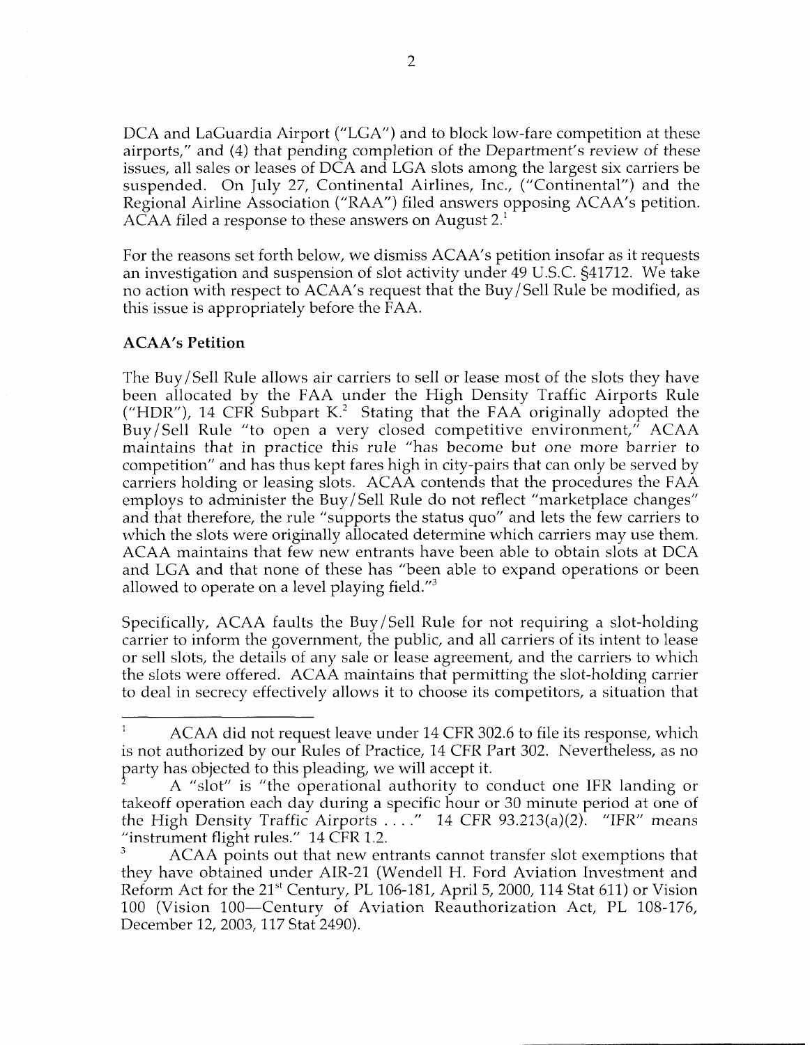DCA and LaGuardia Airport ("LGA") and to block low-fare competition at these airports," and (4) that pending completion of the Department's review of these issues, all sales or leases of DCA and LGA slots among the largest six carriers be suspended. On July 27, Continental Airlines, Inc., ("Continental") and the Regional Airline Association ("RAA") filed answers opposing ACAA's petition. ACAA filed a response to these answers on August 2.[1]

For the reasons set forth below, we dismiss ACAA's petition insofar as it requests an investigation and suspension of slot activity under 49 U.S.C. §41712. We take no action with respect to ACAA's request that the Buy/Sell Rule be modified, as this issue is appropriately before the FAA.

**ACAA's Petition**

The Buy/Sell Rule allows air carriers to sell or lease most of the slots they have been allocated by the FAA under the High Density Traffic Airports Rule ("HDR"), 14 CFR Subpart K.[2] Stating that the FAA originally adopted the Buy/Sell Rule "to open a very closed competitive environment," ACAA maintains that in practice this rule "has become but one more barrier to competition" and has thus kept fares high in city-pairs that can only be served by carriers holding or leasing slots. ACAA contends that the procedures the FAA employs to administer the Buy/Sell Rule do not reflect "marketplace changes" and that therefore, the rule "supports the status quo" and lets the few carriers to which the slots were originally allocated determine which carriers may use them. ACAA maintains that few new entrants have been able to obtain slots at DCA and LGA and that none of these has "been able to expand operations or been allowed to operate on a level playing field."[3]

Specifically, ACAA faults the Buy/Sell Rule for not requiring a slot-holding carrier to inform the government, the public, and all carriers of its intent to lease or sell slots, the details of any sale or lease agreement, and the carriers to which the slots were offered. ACAA maintains that permitting the slot-holding carrier to deal in secrecy effectively allows it to choose its competitors, a situation that

---

[1] ACAA did not request leave under 14 CFR 302.6 to file its response, which is not authorized by our Rules of Practice, 14 CFR Part 302. Nevertheless, as no party has objected to this pleading, we will accept it.

[2] A "slot" is "the operational authority to conduct one IFR landing or takeoff operation each day during a specific hour or 30 minute period at one of the High Density Traffic Airports . . . ." 14 CFR 93.213(a)(2). "IFR" means "instrument flight rules." 14 CFR 1.2.

[3] ACAA points out that new entrants cannot transfer slot exemptions that they have obtained under AIR-21 (Wendell H. Ford Aviation Investment and Reform Act for the 21st Century, PL 106-181, April 5, 2000, 114 Stat 611) or Vision 100 (Vision 100—Century of Aviation Reauthorization Act, PL 108-176, December 12, 2003, 117 Stat 2490).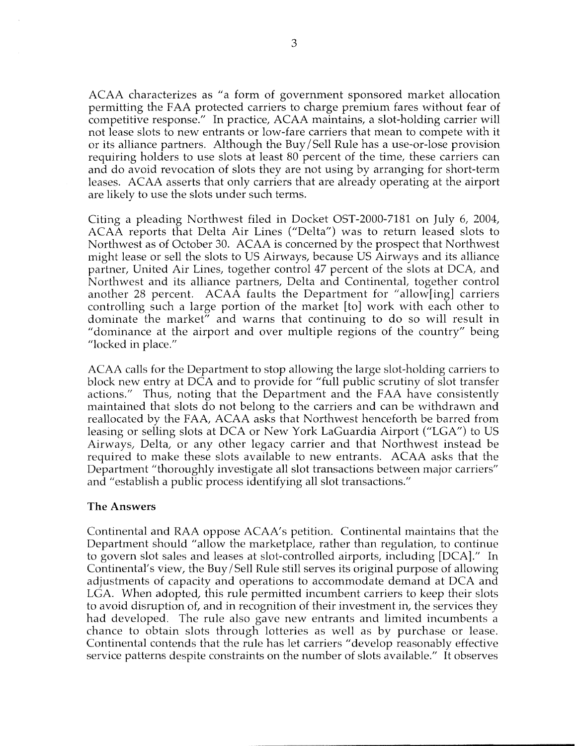ACAA characterizes as "a form of government sponsored market allocation permitting the FAA protected carriers to charge premium fares without fear of competitive response." In practice, ACAA maintains, a slot-holding carrier will not lease slots to new entrants or low-fare carriers that mean to compete with it or its alliance partners. Although the Buy/Sell Rule has a use-or-lose provision requiring holders to use slots at least 80 percent of the time, these carriers can and do avoid revocation of slots they are not using by arranging for short-term leases. ACAA asserts that only carriers that are already operating at the airport are likely to use the slots under such terms.

Citing a pleading Northwest filed in Docket OST-2000-7181 on July 6, 2004, ACAA reports that Delta Air Lines ("Delta") was to return leased slots to Northwest as of October 30. ACAA is concerned by the prospect that Northwest might lease or sell the slots to US Airways, because US Airways and its alliance partner, United Air Lines, together control 47 percent of the slots at DCA, and Northwest and its alliance partners, Delta and Continental, together control another 28 percent. ACAA faults the Department for "allow[ing] carriers controlling such a large portion of the market [to] work with each other to dominate the market" and warns that continuing to do so will result in "dominance at the airport and over multiple regions of the country" being "locked in place."

ACAA calls for the Department to stop allowing the large slot-holding carriers to block new entry at DCA and to provide for "full public scrutiny of slot transfer actions." Thus, noting that the Department and the FAA have consistently maintained that slots do not belong to the carriers and can be withdrawn and reallocated by the FAA, ACAA asks that Northwest henceforth be barred from leasing or selling slots at DCA or New York LaGuardia Airport ("LGA") to US Airways, Delta, or any other legacy carrier and that Northwest instead be required to make these slots available to new entrants. ACAA asks that the Department "thoroughly investigate all slot transactions between major carriers" and "establish a public process identifying all slot transactions."

**The Answers**

Continental and RAA oppose ACAA's petition. Continental maintains that the Department should "allow the marketplace, rather than regulation, to continue to govern slot sales and leases at slot-controlled airports, including [DCA]." In Continental's view, the Buy/Sell Rule still serves its original purpose of allowing adjustments of capacity and operations to accommodate demand at DCA and LGA. When adopted, this rule permitted incumbent carriers to keep their slots to avoid disruption of, and in recognition of their investment in, the services they had developed. The rule also gave new entrants and limited incumbents a chance to obtain slots through lotteries as well as by purchase or lease. Continental contends that the rule has let carriers "develop reasonably effective service patterns despite constraints on the number of slots available." It observes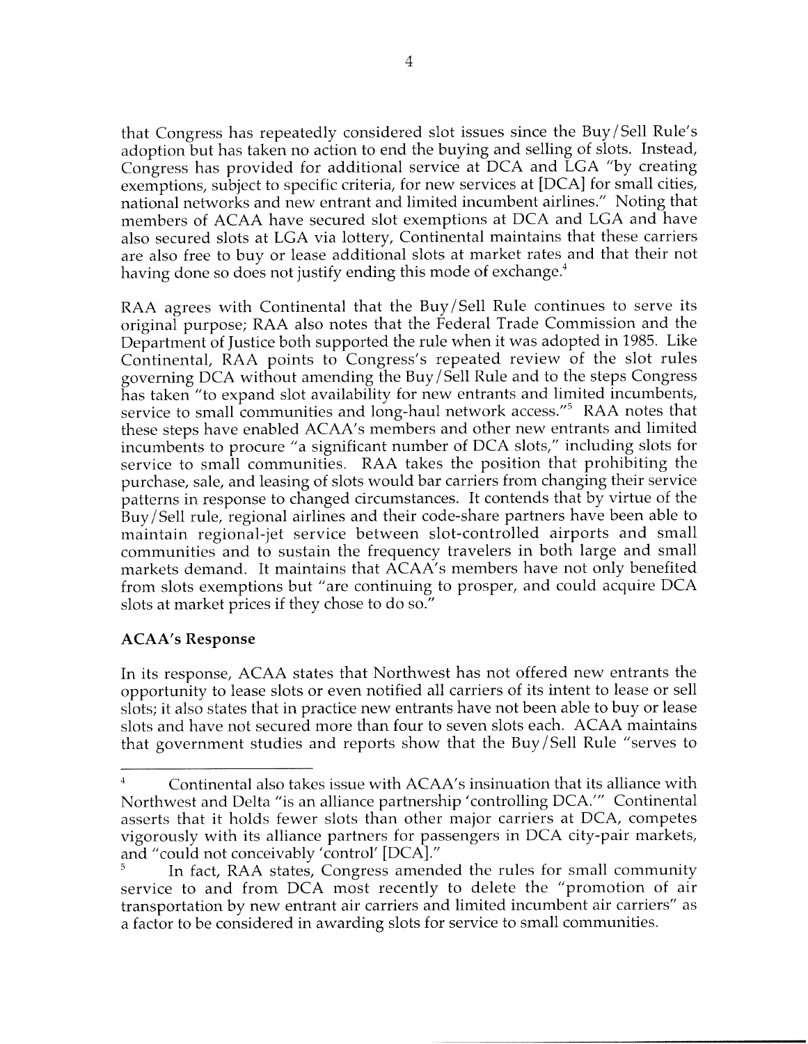that Congress has repeatedly considered slot issues since the Buy/Sell Rule's adoption but has taken no action to end the buying and selling of slots. Instead, Congress has provided for additional service at DCA and LGA "by creating exemptions, subject to specific criteria, for new services at [DCA] for small cities, national networks and new entrant and limited incumbent airlines." Noting that members of ACAA have secured slot exemptions at DCA and LGA and have also secured slots at LGA via lottery, Continental maintains that these carriers are also free to buy or lease additional slots at market rates and that their not having done so does not justify ending this mode of exchange.[4]

RAA agrees with Continental that the Buy/Sell Rule continues to serve its original purpose; RAA also notes that the Federal Trade Commission and the Department of Justice both supported the rule when it was adopted in 1985. Like Continental, RAA points to Congress's repeated review of the slot rules governing DCA without amending the Buy/Sell Rule and to the steps Congress has taken "to expand slot availability for new entrants and limited incumbents, service to small communities and long-haul network access."[5] RAA notes that these steps have enabled ACAA's members and other new entrants and limited incumbents to procure "a significant number of DCA slots," including slots for service to small communities. RAA takes the position that prohibiting the purchase, sale, and leasing of slots would bar carriers from changing their service patterns in response to changed circumstances. It contends that by virtue of the Buy/Sell rule, regional airlines and their code-share partners have been able to maintain regional-jet service between slot-controlled airports and small communities and to sustain the frequency travelers in both large and small markets demand. It maintains that ACAA's members have not only benefited from slots exemptions but "are continuing to prosper, and could acquire DCA slots at market prices if they chose to do so."

**ACAA's Response**

In its response, ACAA states that Northwest has not offered new entrants the opportunity to lease slots or even notified all carriers of its intent to lease or sell slots; it also states that in practice new entrants have not been able to buy or lease slots and have not secured more than four to seven slots each. ACAA maintains that government studies and reports show that the Buy/Sell Rule "serves to

---

[4] Continental also takes issue with ACAA's insinuation that its alliance with Northwest and Delta "is an alliance partnership 'controlling DCA.'" Continental asserts that it holds fewer slots than other major carriers at DCA, competes vigorously with its alliance partners for passengers in DCA city-pair markets, and "could not conceivably 'control' [DCA]."

[5] In fact, RAA states, Congress amended the rules for small community service to and from DCA most recently to delete the "promotion of air transportation by new entrant air carriers and limited incumbent air carriers" as a factor to be considered in awarding slots for service to small communities.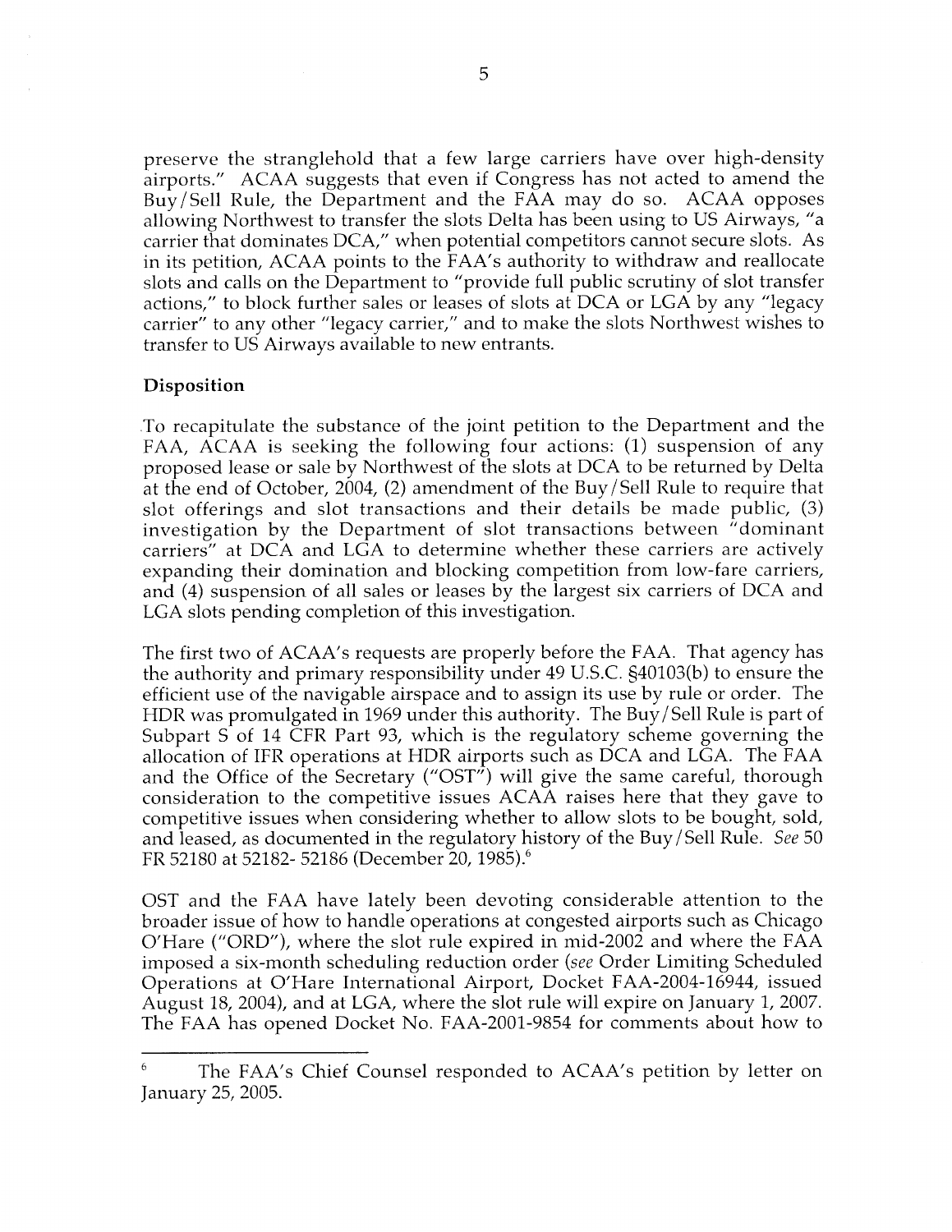preserve the stranglehold that a few large carriers have over high-density airports." ACAA suggests that even if Congress has not acted to amend the Buy/Sell Rule, the Department and the FAA may do so. ACAA opposes allowing Northwest to transfer the slots Delta has been using to US Airways, "a carrier that dominates DCA," when potential competitors cannot secure slots. As in its petition, ACAA points to the FAA's authority to withdraw and reallocate slots and calls on the Department to "provide full public scrutiny of slot transfer actions," to block further sales or leases of slots at DCA or LGA by any "legacy carrier" to any other "legacy carrier," and to make the slots Northwest wishes to transfer to US Airways available to new entrants.

**Disposition**

To recapitulate the substance of the joint petition to the Department and the FAA, ACAA is seeking the following four actions: (1) suspension of any proposed lease or sale by Northwest of the slots at DCA to be returned by Delta at the end of October, 2004, (2) amendment of the Buy/Sell Rule to require that slot offerings and slot transactions and their details be made public, (3) investigation by the Department of slot transactions between "dominant carriers" at DCA and LGA to determine whether these carriers are actively expanding their domination and blocking competition from low-fare carriers, and (4) suspension of all sales or leases by the largest six carriers of DCA and LGA slots pending completion of this investigation.

The first two of ACAA's requests are properly before the FAA. That agency has the authority and primary responsibility under 49 U.S.C. §40103(b) to ensure the efficient use of the navigable airspace and to assign its use by rule or order. The HDR was promulgated in 1969 under this authority. The Buy/Sell Rule is part of Subpart S of 14 CFR Part 93, which is the regulatory scheme governing the allocation of IFR operations at HDR airports such as DCA and LGA. The FAA and the Office of the Secretary ("OST") will give the same careful, thorough consideration to the competitive issues ACAA raises here that they gave to competitive issues when considering whether to allow slots to be bought, sold, and leased, as documented in the regulatory history of the Buy/Sell Rule. *See* 50 FR 52180 at 52182- 52186 (December 20, 1985).[6]

OST and the FAA have lately been devoting considerable attention to the broader issue of how to handle operations at congested airports such as Chicago O'Hare ("ORD"), where the slot rule expired in mid-2002 and where the FAA imposed a six-month scheduling reduction order (*see* Order Limiting Scheduled Operations at O'Hare International Airport, Docket FAA-2004-16944, issued August 18, 2004), and at LGA, where the slot rule will expire on January 1, 2007. The FAA has opened Docket No. FAA-2001-9854 for comments about how to

---

[6] The FAA's Chief Counsel responded to ACAA's petition by letter on January 25, 2005.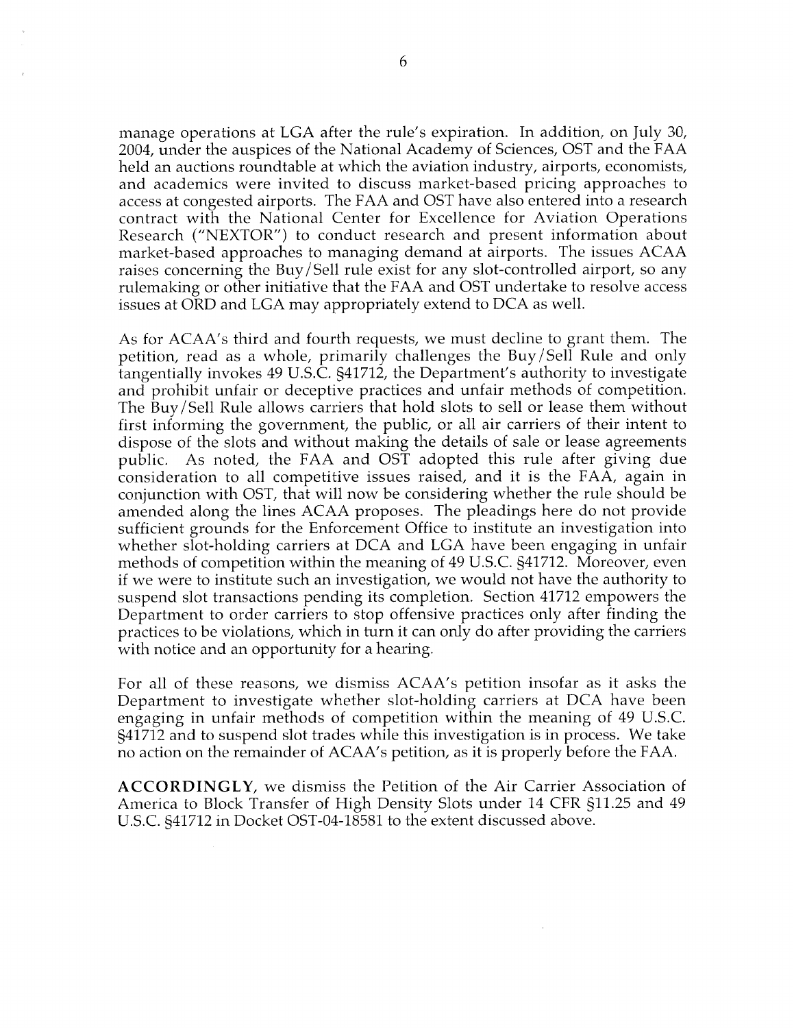manage operations at LGA after the rule's expiration. In addition, on July 30, 2004, under the auspices of the National Academy of Sciences, OST and the FAA held an auctions roundtable at which the aviation industry, airports, economists, and academics were invited to discuss market-based pricing approaches to access at congested airports. The FAA and OST have also entered into a research contract with the National Center for Excellence for Aviation Operations Research ("NEXTOR") to conduct research and present information about market-based approaches to managing demand at airports. The issues ACAA raises concerning the Buy/Sell rule exist for any slot-controlled airport, so any rulemaking or other initiative that the FAA and OST undertake to resolve access issues at ORD and LGA may appropriately extend to DCA as well.

As for ACAA's third and fourth requests, we must decline to grant them. The petition, read as a whole, primarily challenges the Buy/Sell Rule and only tangentially invokes 49 U.S.C. §41712, the Department's authority to investigate and prohibit unfair or deceptive practices and unfair methods of competition. The Buy/Sell Rule allows carriers that hold slots to sell or lease them without first informing the government, the public, or all air carriers of their intent to dispose of the slots and without making the details of sale or lease agreements public. As noted, the FAA and OST adopted this rule after giving due consideration to all competitive issues raised, and it is the FAA, again in conjunction with OST, that will now be considering whether the rule should be amended along the lines ACAA proposes. The pleadings here do not provide sufficient grounds for the Enforcement Office to institute an investigation into whether slot-holding carriers at DCA and LGA have been engaging in unfair methods of competition within the meaning of 49 U.S.C. §41712. Moreover, even if we were to institute such an investigation, we would not have the authority to suspend slot transactions pending its completion. Section 41712 empowers the Department to order carriers to stop offensive practices only after finding the practices to be violations, which in turn it can only do after providing the carriers with notice and an opportunity for a hearing.

For all of these reasons, we dismiss ACAA's petition insofar as it asks the Department to investigate whether slot-holding carriers at DCA have been engaging in unfair methods of competition within the meaning of 49 U.S.C. §41712 and to suspend slot trades while this investigation is in process. We take no action on the remainder of ACAA's petition, as it is properly before the FAA.

**ACCORDINGLY,** we dismiss the Petition of the Air Carrier Association of America to Block Transfer of High Density Slots under 14 CFR §11.25 and 49 U.S.C. §41712 in Docket OST-04-18581 to the extent discussed above.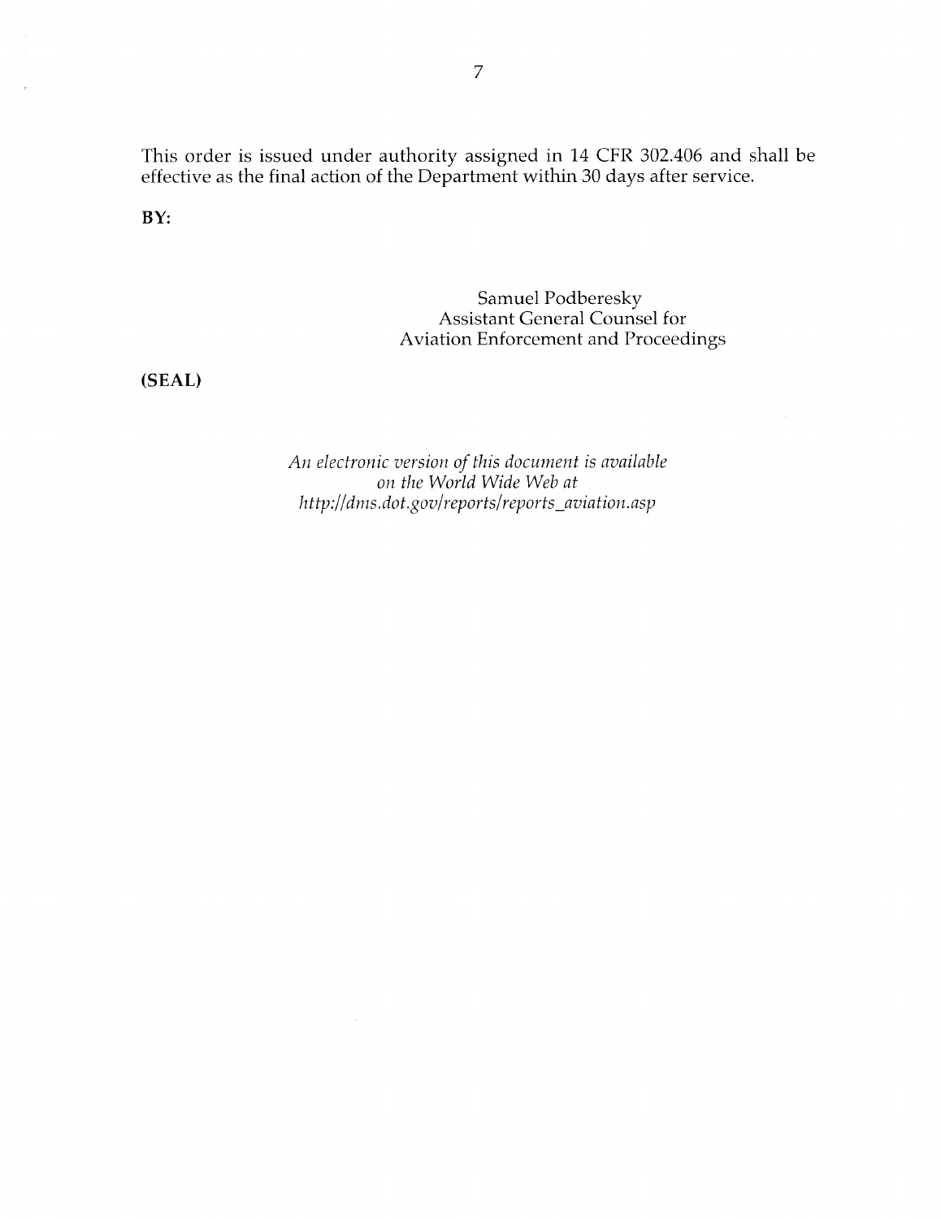This order is issued under authority assigned in 14 CFR 302.406 and shall be effective as the final action of the Department within 30 days after service.

**BY:**

Samuel Podberesky
Assistant General Counsel for
Aviation Enforcement and Proceedings

**(SEAL)**

*An electronic version of this document is available on the World Wide Web at http://dms.dot.gov/reports/reports_aviation.asp*